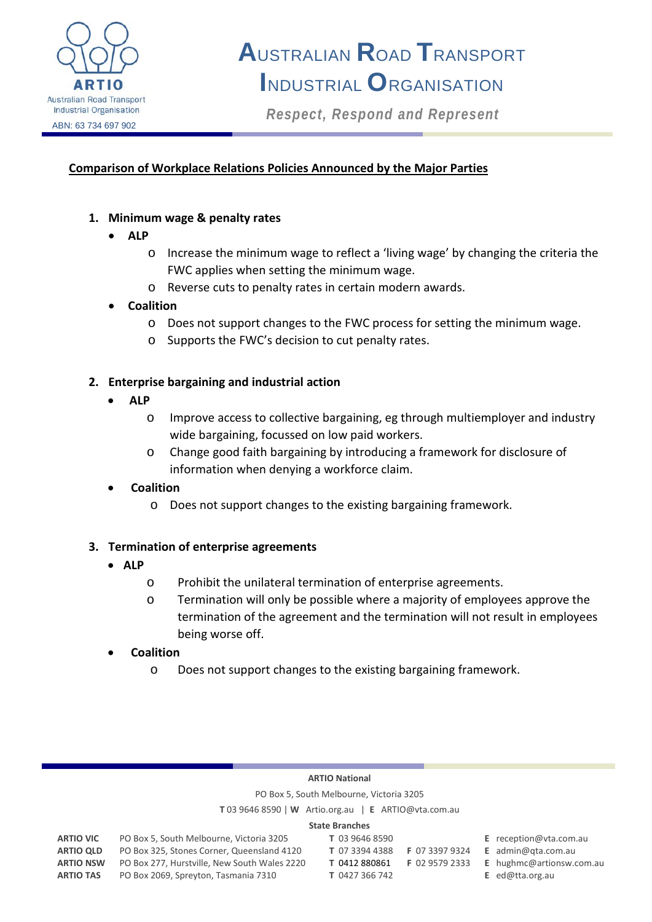# Australian Road Transport Industrial Organisation

*Respect, Respond and Represent*

ARTIO
Australian Road Transport Industrial Organisation
ABN: 63 734 697 902

## Comparison of Workplace Relations Policies Announced by the Major Parties

1. **Minimum wage & penalty rates**
   - **ALP**
     - Increase the minimum wage to reflect a 'living wage' by changing the criteria the FWC applies when setting the minimum wage.
     - Reverse cuts to penalty rates in certain modern awards.
   - **Coalition**
     - Does not support changes to the FWC process for setting the minimum wage.
     - Supports the FWC's decision to cut penalty rates.

2. **Enterprise bargaining and industrial action**
   - **ALP**
     - Improve access to collective bargaining, eg through multiemployer and industry wide bargaining, focussed on low paid workers.
     - Change good faith bargaining by introducing a framework for disclosure of information when denying a workforce claim.
   - **Coalition**
     - Does not support changes to the existing bargaining framework.

3. **Termination of enterprise agreements**
   - **ALP**
     - Prohibit the unilateral termination of enterprise agreements.
     - Termination will only be possible where a majority of employees approve the termination of the agreement and the termination will not result in employees being worse off.
   - **Coalition**
     - Does not support changes to the existing bargaining framework.

**ARTIO National**

PO Box 5, South Melbourne, Victoria 3205

**T** 03 9646 8590 | **W** Artio.org.au | **E** ARTIO@vta.com.au

**State Branches**

| | | | | |
|---|---|---|---|---|
| **ARTIO VIC** | PO Box 5, South Melbourne, Victoria 3205 | **T** 03 9646 8590 | | **E** reception@vta.com.au |
| **ARTIO QLD** | PO Box 325, Stones Corner, Queensland 4120 | **T** 07 3394 4388 | **F** 07 3397 9324 | **E** admin@qta.com.au |
| **ARTIO NSW** | PO Box 277, Hurstville, New South Wales 2220 | **T** 0412 880861 | **F** 02 9579 2333 | **E** hughmc@artionsw.com.au |
| **ARTIO TAS** | PO Box 2069, Spreyton, Tasmania 7310 | **T** 0427 366 742 | | **E** ed@tta.org.au |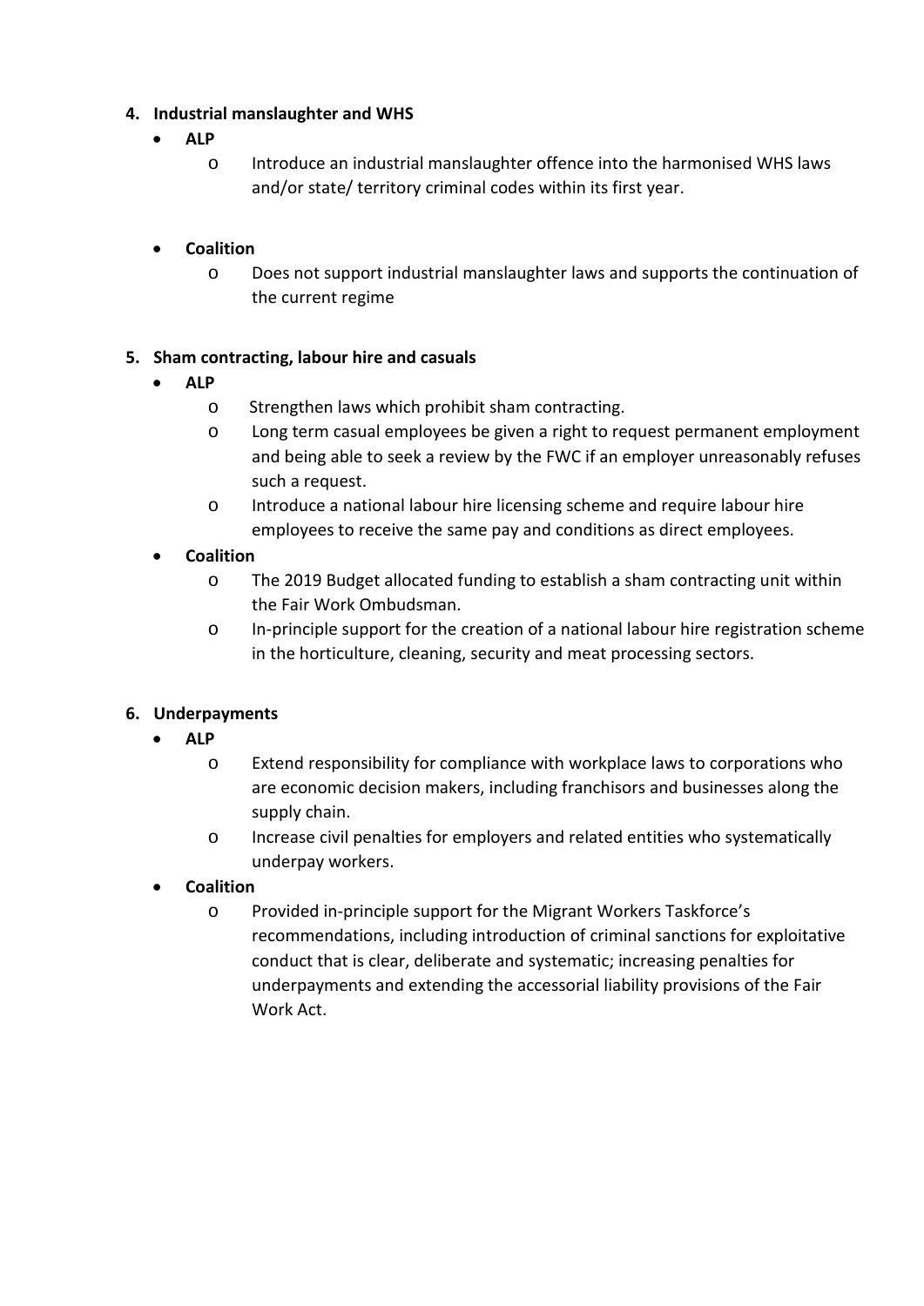4. **Industrial manslaughter and WHS**
   - **ALP**
     - Introduce an industrial manslaughter offence into the harmonised WHS laws and/or state/ territory criminal codes within its first year.
   - **Coalition**
     - Does not support industrial manslaughter laws and supports the continuation of the current regime

5. **Sham contracting, labour hire and casuals**
   - **ALP**
     - Strengthen laws which prohibit sham contracting.
     - Long term casual employees be given a right to request permanent employment and being able to seek a review by the FWC if an employer unreasonably refuses such a request.
     - Introduce a national labour hire licensing scheme and require labour hire employees to receive the same pay and conditions as direct employees.
   - **Coalition**
     - The 2019 Budget allocated funding to establish a sham contracting unit within the Fair Work Ombudsman.
     - In-principle support for the creation of a national labour hire registration scheme in the horticulture, cleaning, security and meat processing sectors.

6. **Underpayments**
   - **ALP**
     - Extend responsibility for compliance with workplace laws to corporations who are economic decision makers, including franchisors and businesses along the supply chain.
     - Increase civil penalties for employers and related entities who systematically underpay workers.
   - **Coalition**
     - Provided in-principle support for the Migrant Workers Taskforce's recommendations, including introduction of criminal sanctions for exploitative conduct that is clear, deliberate and systematic; increasing penalties for underpayments and extending the accessorial liability provisions of the Fair Work Act.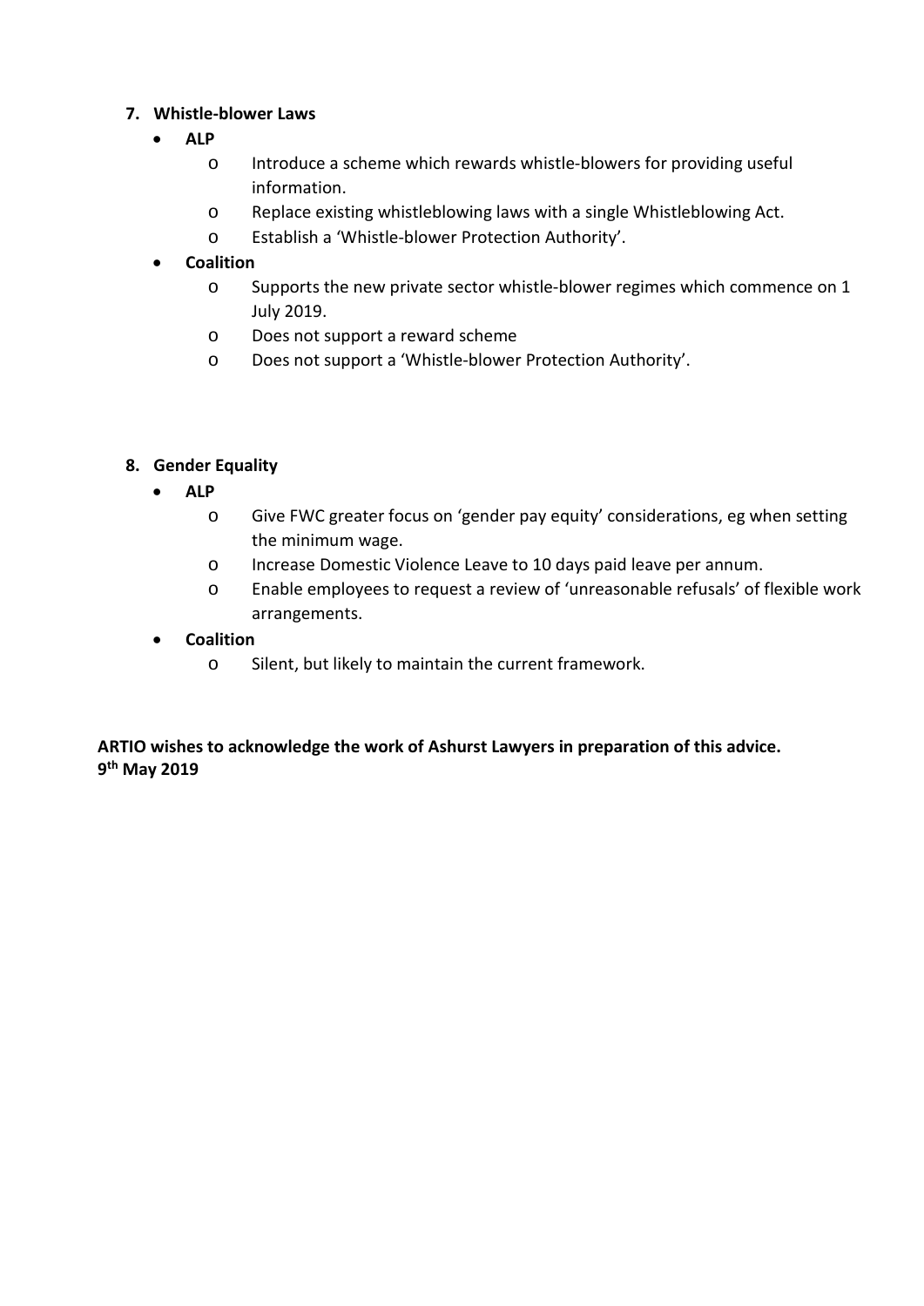7. **Whistle-blower Laws**
   - **ALP**
     - Introduce a scheme which rewards whistle-blowers for providing useful information.
     - Replace existing whistleblowing laws with a single Whistleblowing Act.
     - Establish a 'Whistle-blower Protection Authority'.
   - **Coalition**
     - Supports the new private sector whistle-blower regimes which commence on 1 July 2019.
     - Does not support a reward scheme
     - Does not support a 'Whistle-blower Protection Authority'.

8. **Gender Equality**
   - **ALP**
     - Give FWC greater focus on 'gender pay equity' considerations, eg when setting the minimum wage.
     - Increase Domestic Violence Leave to 10 days paid leave per annum.
     - Enable employees to request a review of 'unreasonable refusals' of flexible work arrangements.
   - **Coalition**
     - Silent, but likely to maintain the current framework.

**ARTIO wishes to acknowledge the work of Ashurst Lawyers in preparation of this advice.**
**9th May 2019**